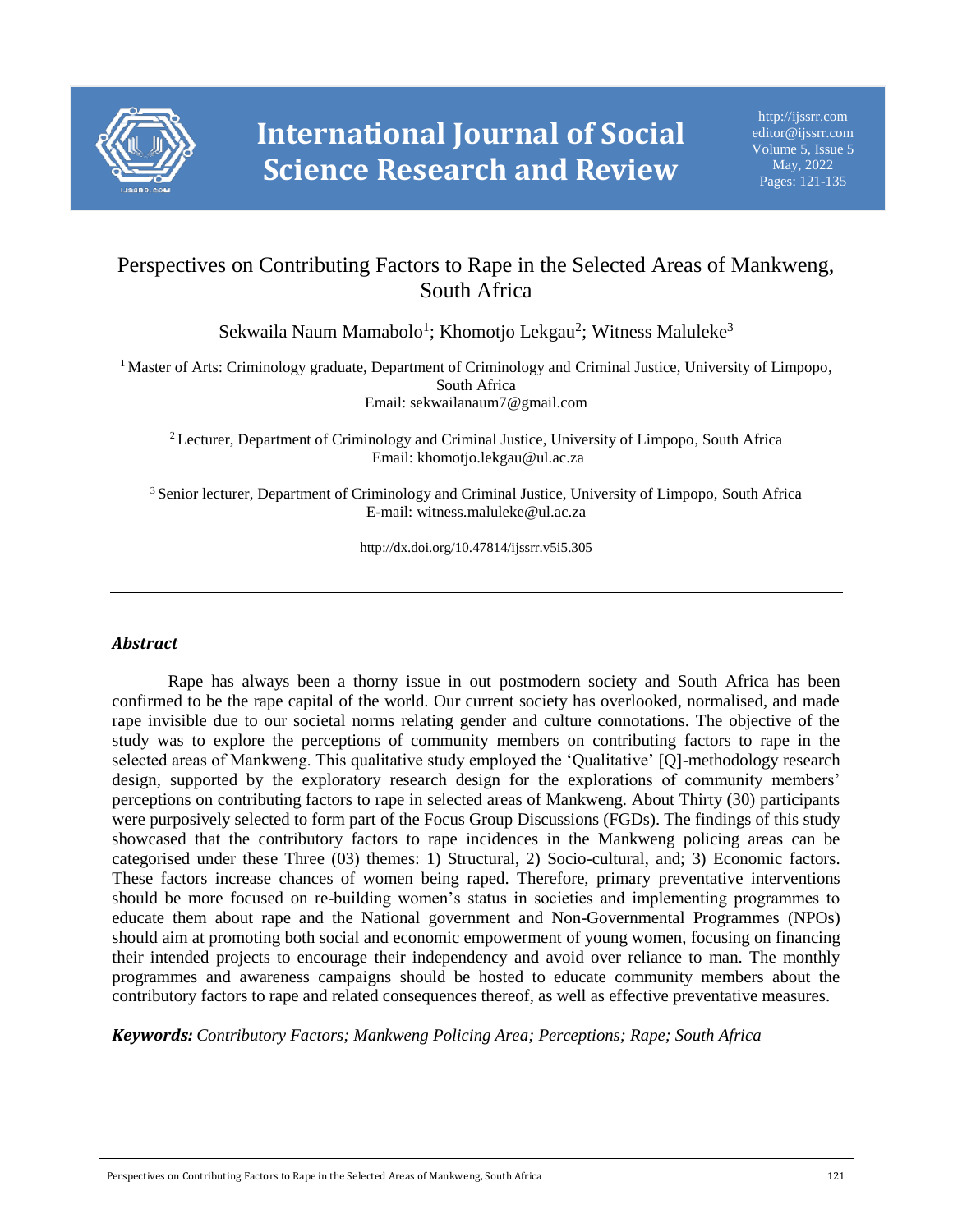# Perspectives on Contributing Factors to Rape in the Selected Areas of Mankweng, South Africa

Sekwaila Naum Mamabolo[1]; Khomotjo Lekgau[2]; Witness Maluleke[3]

[1] Master of Arts: Criminology graduate, Department of Criminology and Criminal Justice, University of Limpopo, South Africa
Email: sekwailanaum7@gmail.com

[2] Lecturer, Department of Criminology and Criminal Justice, University of Limpopo, South Africa
Email: khomotjo.lekgau@ul.ac.za

[3] Senior lecturer, Department of Criminology and Criminal Justice, University of Limpopo, South Africa
E-mail: witness.maluleke@ul.ac.za

http://dx.doi.org/10.47814/ijssrr.v5i5.305

---

### *Abstract*

Rape has always been a thorny issue in out postmodern society and South Africa has been confirmed to be the rape capital of the world. Our current society has overlooked, normalised, and made rape invisible due to our societal norms relating gender and culture connotations. The objective of the study was to explore the perceptions of community members on contributing factors to rape in the selected areas of Mankweng. This qualitative study employed the 'Qualitative' [Q]-methodology research design, supported by the exploratory research design for the explorations of community members' perceptions on contributing factors to rape in selected areas of Mankweng. About Thirty (30) participants were purposively selected to form part of the Focus Group Discussions (FGDs). The findings of this study showcased that the contributory factors to rape incidences in the Mankweng policing areas can be categorised under these Three (03) themes: 1) Structural, 2) Socio-cultural, and; 3) Economic factors. These factors increase chances of women being raped. Therefore, primary preventative interventions should be more focused on re-building women's status in societies and implementing programmes to educate them about rape and the National government and Non-Governmental Programmes (NPOs) should aim at promoting both social and economic empowerment of young women, focusing on financing their intended projects to encourage their independency and avoid over reliance to man. The monthly programmes and awareness campaigns should be hosted to educate community members about the contributory factors to rape and related consequences thereof, as well as effective preventative measures.

***Keywords:*** *Contributory Factors; Mankweng Policing Area; Perceptions; Rape; South Africa*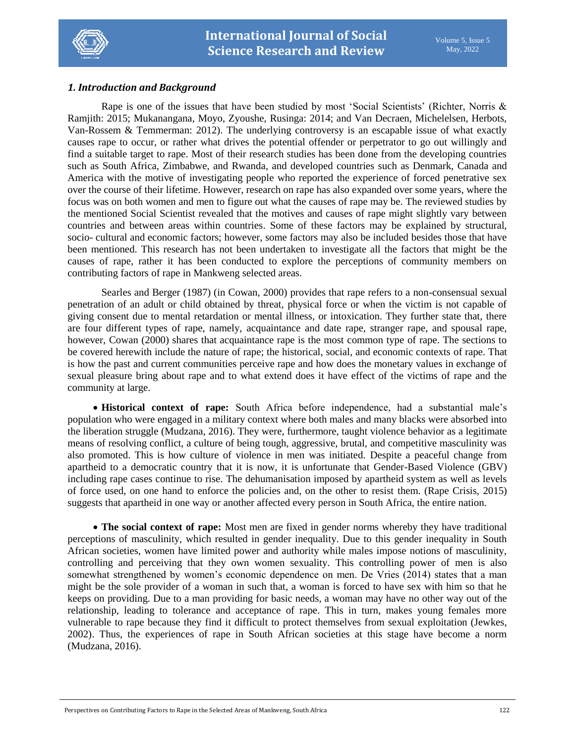### *1. Introduction and Background*

Rape is one of the issues that have been studied by most 'Social Scientists' (Richter, Norris & Ramjith: 2015; Mukanangana, Moyo, Zyoushe, Rusinga: 2014; and Van Decraen, Michelelsen, Herbots, Van-Rossem & Temmerman: 2012). The underlying controversy is an escapable issue of what exactly causes rape to occur, or rather what drives the potential offender or perpetrator to go out willingly and find a suitable target to rape. Most of their research studies has been done from the developing countries such as South Africa, Zimbabwe, and Rwanda, and developed countries such as Denmark, Canada and America with the motive of investigating people who reported the experience of forced penetrative sex over the course of their lifetime. However, research on rape has also expanded over some years, where the focus was on both women and men to figure out what the causes of rape may be. The reviewed studies by the mentioned Social Scientist revealed that the motives and causes of rape might slightly vary between countries and between areas within countries. Some of these factors may be explained by structural, socio- cultural and economic factors; however, some factors may also be included besides those that have been mentioned. This research has not been undertaken to investigate all the factors that might be the causes of rape, rather it has been conducted to explore the perceptions of community members on contributing factors of rape in Mankweng selected areas.

Searles and Berger (1987) (in Cowan, 2000) provides that rape refers to a non-consensual sexual penetration of an adult or child obtained by threat, physical force or when the victim is not capable of giving consent due to mental retardation or mental illness, or intoxication. They further state that, there are four different types of rape, namely, acquaintance and date rape, stranger rape, and spousal rape, however, Cowan (2000) shares that acquaintance rape is the most common type of rape. The sections to be covered herewith include the nature of rape; the historical, social, and economic contexts of rape. That is how the past and current communities perceive rape and how does the monetary values in exchange of sexual pleasure bring about rape and to what extend does it have effect of the victims of rape and the community at large.

- **Historical context of rape:** South Africa before independence, had a substantial male's population who were engaged in a military context where both males and many blacks were absorbed into the liberation struggle (Mudzana, 2016). They were, furthermore, taught violence behavior as a legitimate means of resolving conflict, a culture of being tough, aggressive, brutal, and competitive masculinity was also promoted. This is how culture of violence in men was initiated. Despite a peaceful change from apartheid to a democratic country that it is now, it is unfortunate that Gender-Based Violence (GBV) including rape cases continue to rise. The dehumanisation imposed by apartheid system as well as levels of force used, on one hand to enforce the policies and, on the other to resist them. (Rape Crisis, 2015) suggests that apartheid in one way or another affected every person in South Africa, the entire nation.

- **The social context of rape:** Most men are fixed in gender norms whereby they have traditional perceptions of masculinity, which resulted in gender inequality. Due to this gender inequality in South African societies, women have limited power and authority while males impose notions of masculinity, controlling and perceiving that they own women sexuality. This controlling power of men is also somewhat strengthened by women's economic dependence on men. De Vries (2014) states that a man might be the sole provider of a woman in such that, a woman is forced to have sex with him so that he keeps on providing. Due to a man providing for basic needs, a woman may have no other way out of the relationship, leading to tolerance and acceptance of rape. This in turn, makes young females more vulnerable to rape because they find it difficult to protect themselves from sexual exploitation (Jewkes, 2002). Thus, the experiences of rape in South African societies at this stage have become a norm (Mudzana, 2016).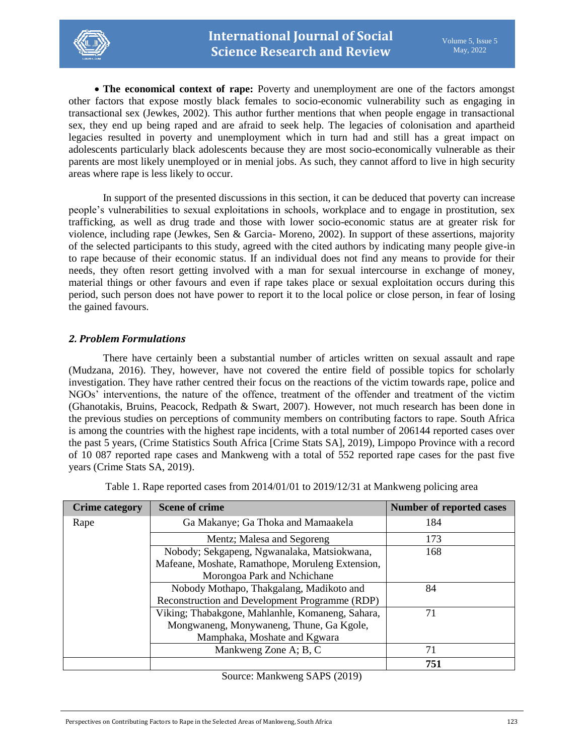- **The economical context of rape:** Poverty and unemployment are one of the factors amongst other factors that expose mostly black females to socio-economic vulnerability such as engaging in transactional sex (Jewkes, 2002). This author further mentions that when people engage in transactional sex, they end up being raped and are afraid to seek help. The legacies of colonisation and apartheid legacies resulted in poverty and unemployment which in turn had and still has a great impact on adolescents particularly black adolescents because they are most socio-economically vulnerable as their parents are most likely unemployed or in menial jobs. As such, they cannot afford to live in high security areas where rape is less likely to occur.

In support of the presented discussions in this section, it can be deduced that poverty can increase people's vulnerabilities to sexual exploitations in schools, workplace and to engage in prostitution, sex trafficking, as well as drug trade and those with lower socio-economic status are at greater risk for violence, including rape (Jewkes, Sen & Garcia- Moreno, 2002). In support of these assertions, majority of the selected participants to this study, agreed with the cited authors by indicating many people give-in to rape because of their economic status. If an individual does not find any means to provide for their needs, they often resort getting involved with a man for sexual intercourse in exchange of money, material things or other favours and even if rape takes place or sexual exploitation occurs during this period, such person does not have power to report it to the local police or close person, in fear of losing the gained favours.

## *2. Problem Formulations*

There have certainly been a substantial number of articles written on sexual assault and rape (Mudzana, 2016). They, however, have not covered the entire field of possible topics for scholarly investigation. They have rather centred their focus on the reactions of the victim towards rape, police and NGOs' interventions, the nature of the offence, treatment of the offender and treatment of the victim (Ghanotakis, Bruins, Peacock, Redpath & Swart, 2007). However, not much research has been done in the previous studies on perceptions of community members on contributing factors to rape. South Africa is among the countries with the highest rape incidents, with a total number of 206144 reported cases over the past 5 years, (Crime Statistics South Africa [Crime Stats SA], 2019), Limpopo Province with a record of 10 087 reported rape cases and Mankweng with a total of 552 reported rape cases for the past five years (Crime Stats SA, 2019).

Table 1. Rape reported cases from 2014/01/01 to 2019/12/31 at Mankweng policing area

| Crime category | Scene of crime | Number of reported cases |
|---|---|---|
| Rape | Ga Makanye; Ga Thoka and Mamaakela | 184 |
| | Mentz; Malesa and Segoreng | 173 |
| | Nobody; Sekgapeng, Ngwanalaka, Matsiokwana, Mafeane, Moshate, Ramathope, Moruleng Extension, Morongoa Park and Nchichane | 168 |
| | Nobody Mothapo, Thakgalang, Madikoto and Reconstruction and Development Programme (RDP) | 84 |
| | Viking; Thabakgone, Mahlanhle, Komaneng, Sahara, Mongwaneng, Monywaneng, Thune, Ga Kgole, Mamphaka, Moshate and Kgwara | 71 |
| | Mankweng Zone A; B, C | 71 |
| | | **751** |

Source: Mankweng SAPS (2019)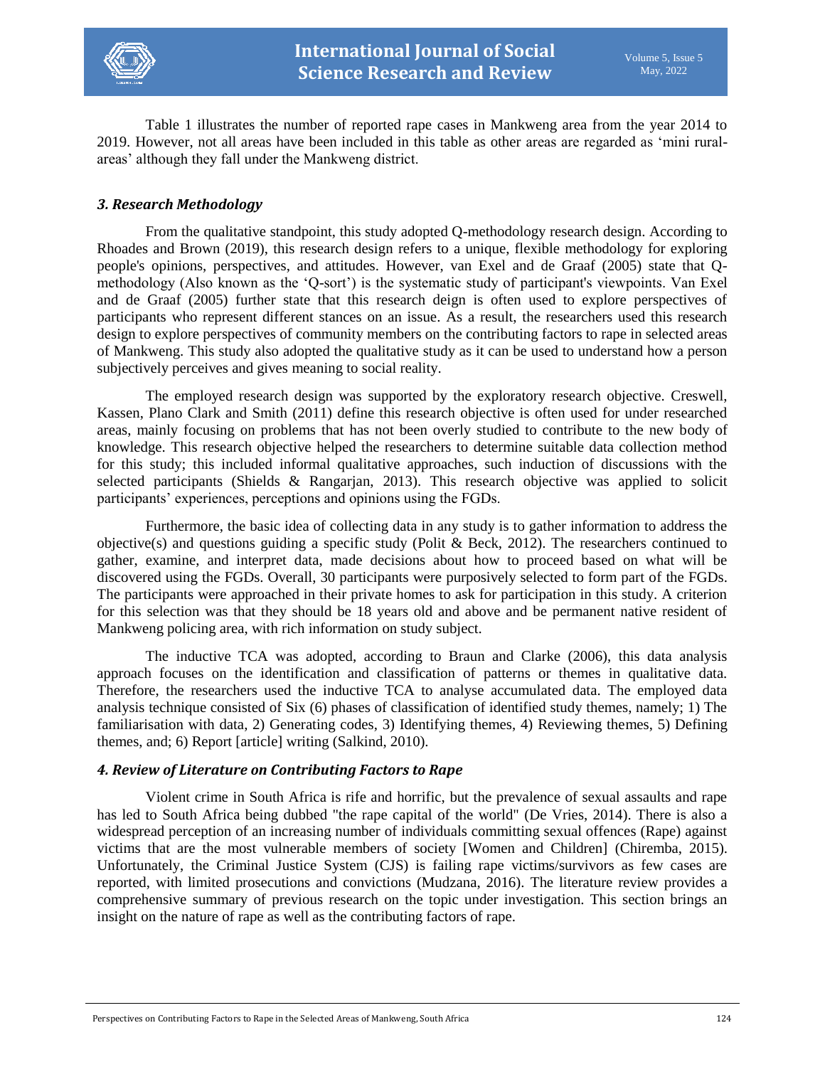Table 1 illustrates the number of reported rape cases in Mankweng area from the year 2014 to 2019. However, not all areas have been included in this table as other areas are regarded as 'mini rural-areas' although they fall under the Mankweng district.

### *3. Research Methodology*

From the qualitative standpoint, this study adopted Q-methodology research design. According to Rhoades and Brown (2019), this research design refers to a unique, flexible methodology for exploring people's opinions, perspectives, and attitudes. However, van Exel and de Graaf (2005) state that Q-methodology (Also known as the 'Q-sort') is the systematic study of participant's viewpoints. Van Exel and de Graaf (2005) further state that this research deign is often used to explore perspectives of participants who represent different stances on an issue. As a result, the researchers used this research design to explore perspectives of community members on the contributing factors to rape in selected areas of Mankweng. This study also adopted the qualitative study as it can be used to understand how a person subjectively perceives and gives meaning to social reality.

The employed research design was supported by the exploratory research objective. Creswell, Kassen, Plano Clark and Smith (2011) define this research objective is often used for under researched areas, mainly focusing on problems that has not been overly studied to contribute to the new body of knowledge. This research objective helped the researchers to determine suitable data collection method for this study; this included informal qualitative approaches, such induction of discussions with the selected participants (Shields & Rangarjan, 2013). This research objective was applied to solicit participants' experiences, perceptions and opinions using the FGDs.

Furthermore, the basic idea of collecting data in any study is to gather information to address the objective(s) and questions guiding a specific study (Polit & Beck, 2012). The researchers continued to gather, examine, and interpret data, made decisions about how to proceed based on what will be discovered using the FGDs. Overall, 30 participants were purposively selected to form part of the FGDs. The participants were approached in their private homes to ask for participation in this study. A criterion for this selection was that they should be 18 years old and above and be permanent native resident of Mankweng policing area, with rich information on study subject.

The inductive TCA was adopted, according to Braun and Clarke (2006), this data analysis approach focuses on the identification and classification of patterns or themes in qualitative data. Therefore, the researchers used the inductive TCA to analyse accumulated data. The employed data analysis technique consisted of Six (6) phases of classification of identified study themes, namely; 1) The familiarisation with data, 2) Generating codes, 3) Identifying themes, 4) Reviewing themes, 5) Defining themes, and; 6) Report [article] writing (Salkind, 2010).

### *4. Review of Literature on Contributing Factors to Rape*

Violent crime in South Africa is rife and horrific, but the prevalence of sexual assaults and rape has led to South Africa being dubbed "the rape capital of the world" (De Vries, 2014). There is also a widespread perception of an increasing number of individuals committing sexual offences (Rape) against victims that are the most vulnerable members of society [Women and Children] (Chiremba, 2015). Unfortunately, the Criminal Justice System (CJS) is failing rape victims/survivors as few cases are reported, with limited prosecutions and convictions (Mudzana, 2016). The literature review provides a comprehensive summary of previous research on the topic under investigation. This section brings an insight on the nature of rape as well as the contributing factors of rape.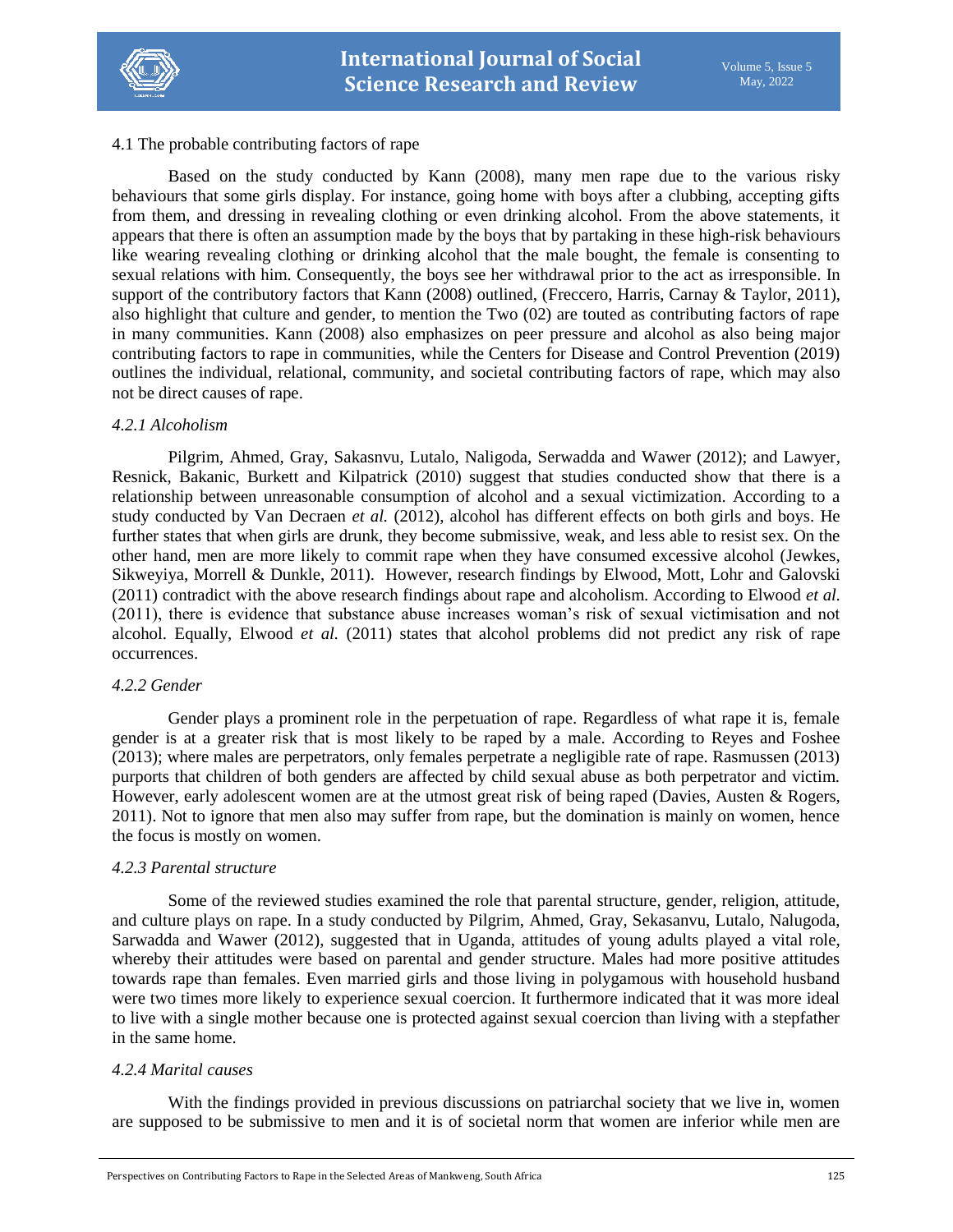## 4.1 The probable contributing factors of rape

Based on the study conducted by Kann (2008), many men rape due to the various risky behaviours that some girls display. For instance, going home with boys after a clubbing, accepting gifts from them, and dressing in revealing clothing or even drinking alcohol. From the above statements, it appears that there is often an assumption made by the boys that by partaking in these high-risk behaviours like wearing revealing clothing or drinking alcohol that the male bought, the female is consenting to sexual relations with him. Consequently, the boys see her withdrawal prior to the act as irresponsible. In support of the contributory factors that Kann (2008) outlined, (Freccero, Harris, Carnay & Taylor, 2011), also highlight that culture and gender, to mention the Two (02) are touted as contributing factors of rape in many communities. Kann (2008) also emphasizes on peer pressure and alcohol as also being major contributing factors to rape in communities, while the Centers for Disease and Control Prevention (2019) outlines the individual, relational, community, and societal contributing factors of rape, which may also not be direct causes of rape.

### *4.2.1 Alcoholism*

Pilgrim, Ahmed, Gray, Sakasnvu, Lutalo, Naligoda, Serwadda and Wawer (2012); and Lawyer, Resnick, Bakanic, Burkett and Kilpatrick (2010) suggest that studies conducted show that there is a relationship between unreasonable consumption of alcohol and a sexual victimization. According to a study conducted by Van Decraen *et al.* (2012), alcohol has different effects on both girls and boys. He further states that when girls are drunk, they become submissive, weak, and less able to resist sex. On the other hand, men are more likely to commit rape when they have consumed excessive alcohol (Jewkes, Sikweyiya, Morrell & Dunkle, 2011). However, research findings by Elwood, Mott, Lohr and Galovski (2011) contradict with the above research findings about rape and alcoholism. According to Elwood *et al.* (2011), there is evidence that substance abuse increases woman's risk of sexual victimisation and not alcohol. Equally, Elwood *et al.* (2011) states that alcohol problems did not predict any risk of rape occurrences.

### *4.2.2 Gender*

Gender plays a prominent role in the perpetuation of rape. Regardless of what rape it is, female gender is at a greater risk that is most likely to be raped by a male. According to Reyes and Foshee (2013); where males are perpetrators, only females perpetrate a negligible rate of rape. Rasmussen (2013) purports that children of both genders are affected by child sexual abuse as both perpetrator and victim. However, early adolescent women are at the utmost great risk of being raped (Davies, Austen & Rogers, 2011). Not to ignore that men also may suffer from rape, but the domination is mainly on women, hence the focus is mostly on women.

### *4.2.3 Parental structure*

Some of the reviewed studies examined the role that parental structure, gender, religion, attitude, and culture plays on rape. In a study conducted by Pilgrim, Ahmed, Gray, Sekasanvu, Lutalo, Nalugoda, Sarwadda and Wawer (2012), suggested that in Uganda, attitudes of young adults played a vital role, whereby their attitudes were based on parental and gender structure. Males had more positive attitudes towards rape than females. Even married girls and those living in polygamous with household husband were two times more likely to experience sexual coercion. It furthermore indicated that it was more ideal to live with a single mother because one is protected against sexual coercion than living with a stepfather in the same home.

### *4.2.4 Marital causes*

With the findings provided in previous discussions on patriarchal society that we live in, women are supposed to be submissive to men and it is of societal norm that women are inferior while men are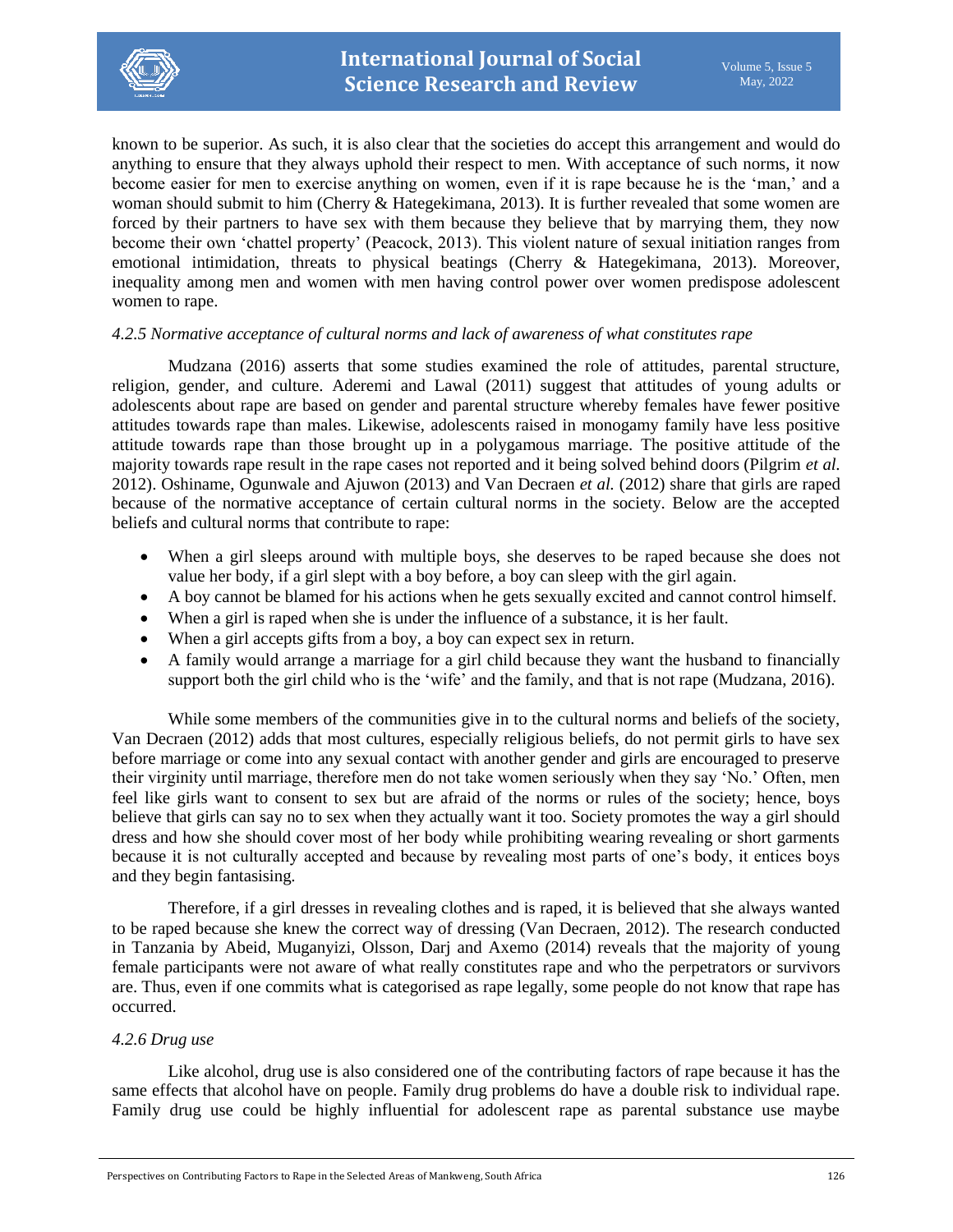known to be superior. As such, it is also clear that the societies do accept this arrangement and would do anything to ensure that they always uphold their respect to men. With acceptance of such norms, it now become easier for men to exercise anything on women, even if it is rape because he is the 'man,' and a woman should submit to him (Cherry & Hategekimana, 2013). It is further revealed that some women are forced by their partners to have sex with them because they believe that by marrying them, they now become their own 'chattel property' (Peacock, 2013). This violent nature of sexual initiation ranges from emotional intimidation, threats to physical beatings (Cherry & Hategekimana, 2013). Moreover, inequality among men and women with men having control power over women predispose adolescent women to rape.

*4.2.5 Normative acceptance of cultural norms and lack of awareness of what constitutes rape*

Mudzana (2016) asserts that some studies examined the role of attitudes, parental structure, religion, gender, and culture. Aderemi and Lawal (2011) suggest that attitudes of young adults or adolescents about rape are based on gender and parental structure whereby females have fewer positive attitudes towards rape than males. Likewise, adolescents raised in monogamy family have less positive attitude towards rape than those brought up in a polygamous marriage. The positive attitude of the majority towards rape result in the rape cases not reported and it being solved behind doors (Pilgrim *et al.* 2012). Oshiname, Ogunwale and Ajuwon (2013) and Van Decraen *et al.* (2012) share that girls are raped because of the normative acceptance of certain cultural norms in the society. Below are the accepted beliefs and cultural norms that contribute to rape:

- When a girl sleeps around with multiple boys, she deserves to be raped because she does not value her body, if a girl slept with a boy before, a boy can sleep with the girl again.
- A boy cannot be blamed for his actions when he gets sexually excited and cannot control himself.
- When a girl is raped when she is under the influence of a substance, it is her fault.
- When a girl accepts gifts from a boy, a boy can expect sex in return.
- A family would arrange a marriage for a girl child because they want the husband to financially support both the girl child who is the 'wife' and the family, and that is not rape (Mudzana, 2016).

While some members of the communities give in to the cultural norms and beliefs of the society, Van Decraen (2012) adds that most cultures, especially religious beliefs, do not permit girls to have sex before marriage or come into any sexual contact with another gender and girls are encouraged to preserve their virginity until marriage, therefore men do not take women seriously when they say 'No.' Often, men feel like girls want to consent to sex but are afraid of the norms or rules of the society; hence, boys believe that girls can say no to sex when they actually want it too. Society promotes the way a girl should dress and how she should cover most of her body while prohibiting wearing revealing or short garments because it is not culturally accepted and because by revealing most parts of one's body, it entices boys and they begin fantasising.

Therefore, if a girl dresses in revealing clothes and is raped, it is believed that she always wanted to be raped because she knew the correct way of dressing (Van Decraen, 2012). The research conducted in Tanzania by Abeid, Muganyizi, Olsson, Darj and Axemo (2014) reveals that the majority of young female participants were not aware of what really constitutes rape and who the perpetrators or survivors are. Thus, even if one commits what is categorised as rape legally, some people do not know that rape has occurred.

*4.2.6 Drug use*

Like alcohol, drug use is also considered one of the contributing factors of rape because it has the same effects that alcohol have on people. Family drug problems do have a double risk to individual rape. Family drug use could be highly influential for adolescent rape as parental substance use maybe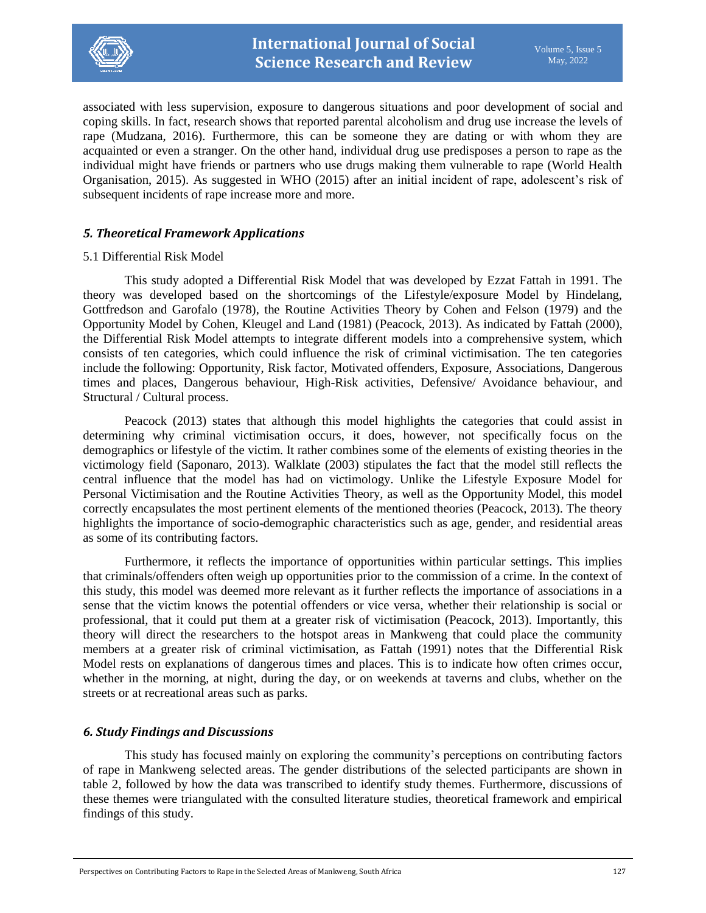associated with less supervision, exposure to dangerous situations and poor development of social and coping skills. In fact, research shows that reported parental alcoholism and drug use increase the levels of rape (Mudzana, 2016). Furthermore, this can be someone they are dating or with whom they are acquainted or even a stranger. On the other hand, individual drug use predisposes a person to rape as the individual might have friends or partners who use drugs making them vulnerable to rape (World Health Organisation, 2015). As suggested in WHO (2015) after an initial incident of rape, adolescent's risk of subsequent incidents of rape increase more and more.

### *5. Theoretical Framework Applications*

5.1 Differential Risk Model

This study adopted a Differential Risk Model that was developed by Ezzat Fattah in 1991. The theory was developed based on the shortcomings of the Lifestyle/exposure Model by Hindelang, Gottfredson and Garofalo (1978), the Routine Activities Theory by Cohen and Felson (1979) and the Opportunity Model by Cohen, Kleugel and Land (1981) (Peacock, 2013). As indicated by Fattah (2000), the Differential Risk Model attempts to integrate different models into a comprehensive system, which consists of ten categories, which could influence the risk of criminal victimisation. The ten categories include the following: Opportunity, Risk factor, Motivated offenders, Exposure, Associations, Dangerous times and places, Dangerous behaviour, High-Risk activities, Defensive/ Avoidance behaviour, and Structural / Cultural process.

Peacock (2013) states that although this model highlights the categories that could assist in determining why criminal victimisation occurs, it does, however, not specifically focus on the demographics or lifestyle of the victim. It rather combines some of the elements of existing theories in the victimology field (Saponaro, 2013). Walklate (2003) stipulates the fact that the model still reflects the central influence that the model has had on victimology. Unlike the Lifestyle Exposure Model for Personal Victimisation and the Routine Activities Theory, as well as the Opportunity Model, this model correctly encapsulates the most pertinent elements of the mentioned theories (Peacock, 2013). The theory highlights the importance of socio-demographic characteristics such as age, gender, and residential areas as some of its contributing factors.

Furthermore, it reflects the importance of opportunities within particular settings. This implies that criminals/offenders often weigh up opportunities prior to the commission of a crime. In the context of this study, this model was deemed more relevant as it further reflects the importance of associations in a sense that the victim knows the potential offenders or vice versa, whether their relationship is social or professional, that it could put them at a greater risk of victimisation (Peacock, 2013). Importantly, this theory will direct the researchers to the hotspot areas in Mankweng that could place the community members at a greater risk of criminal victimisation, as Fattah (1991) notes that the Differential Risk Model rests on explanations of dangerous times and places. This is to indicate how often crimes occur, whether in the morning, at night, during the day, or on weekends at taverns and clubs, whether on the streets or at recreational areas such as parks.

### *6. Study Findings and Discussions*

This study has focused mainly on exploring the community's perceptions on contributing factors of rape in Mankweng selected areas. The gender distributions of the selected participants are shown in table 2, followed by how the data was transcribed to identify study themes. Furthermore, discussions of these themes were triangulated with the consulted literature studies, theoretical framework and empirical findings of this study.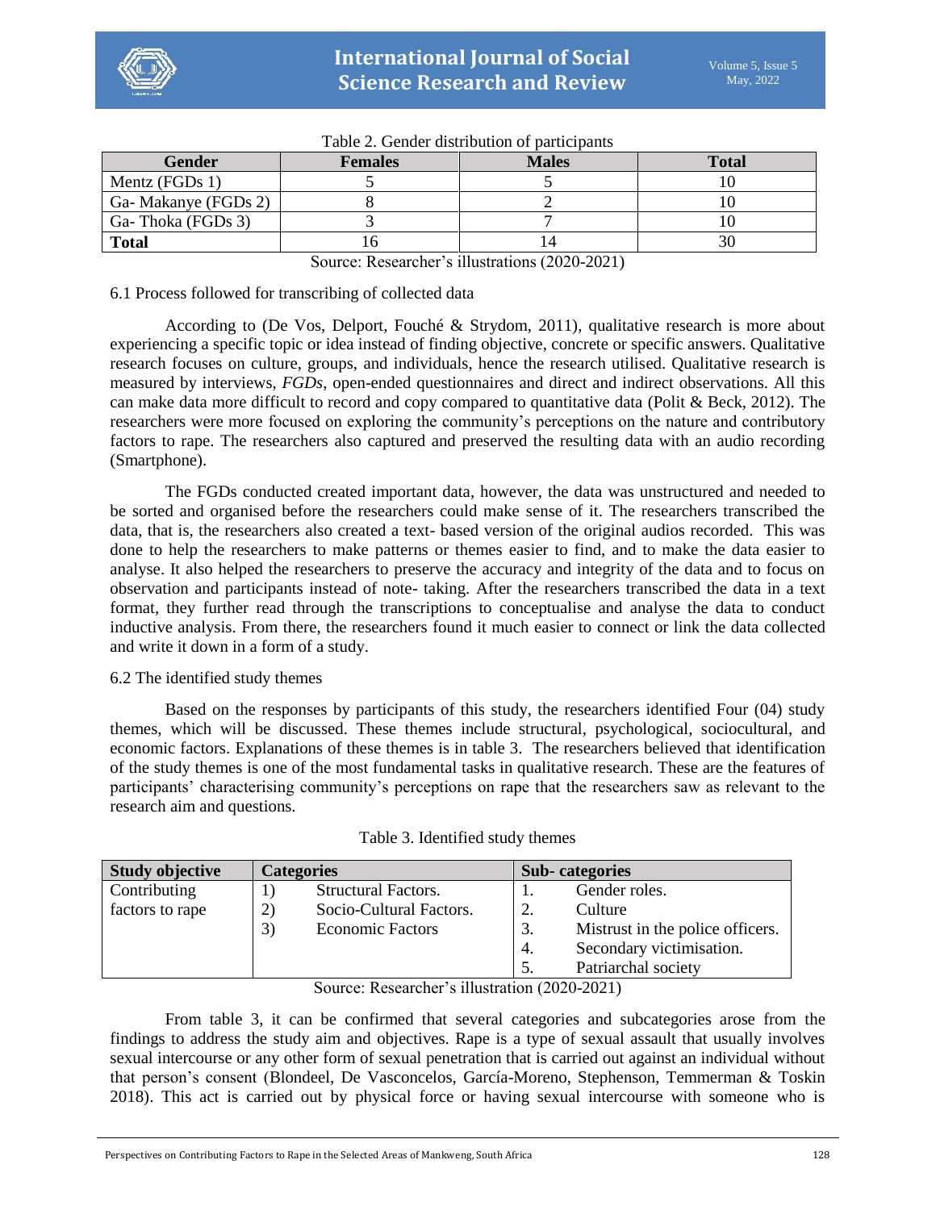Table 2. Gender distribution of participants

| Gender | Females | Males | Total |
|---|---|---|---|
| Mentz (FGDs 1) | 5 | 5 | 10 |
| Ga- Makanye (FGDs 2) | 8 | 2 | 10 |
| Ga- Thoka (FGDs 3) | 3 | 7 | 10 |
| **Total** | 16 | 14 | 30 |

Source: Researcher's illustrations (2020-2021)

6.1 Process followed for transcribing of collected data

According to (De Vos, Delport, Fouché & Strydom, 2011), qualitative research is more about experiencing a specific topic or idea instead of finding objective, concrete or specific answers. Qualitative research focuses on culture, groups, and individuals, hence the research utilised. Qualitative research is measured by interviews, *FGDs*, open-ended questionnaires and direct and indirect observations. All this can make data more difficult to record and copy compared to quantitative data (Polit & Beck, 2012). The researchers were more focused on exploring the community's perceptions on the nature and contributory factors to rape. The researchers also captured and preserved the resulting data with an audio recording (Smartphone).

The FGDs conducted created important data, however, the data was unstructured and needed to be sorted and organised before the researchers could make sense of it. The researchers transcribed the data, that is, the researchers also created a text- based version of the original audios recorded. This was done to help the researchers to make patterns or themes easier to find, and to make the data easier to analyse. It also helped the researchers to preserve the accuracy and integrity of the data and to focus on observation and participants instead of note- taking. After the researchers transcribed the data in a text format, they further read through the transcriptions to conceptualise and analyse the data to conduct inductive analysis. From there, the researchers found it much easier to connect or link the data collected and write it down in a form of a study.

6.2 The identified study themes

Based on the responses by participants of this study, the researchers identified Four (04) study themes, which will be discussed. These themes include structural, psychological, sociocultural, and economic factors. Explanations of these themes is in table 3. The researchers believed that identification of the study themes is one of the most fundamental tasks in qualitative research. These are the features of participants' characterising community's perceptions on rape that the researchers saw as relevant to the research aim and questions.

Table 3. Identified study themes

| Study objective | Categories | Sub- categories |
|---|---|---|
| Contributing factors to rape | 1) Structural Factors. | 1. Gender roles. |
| | 2) Socio-Cultural Factors. | 2. Culture |
| | 3) Economic Factors | 3. Mistrust in the police officers. |
| | | 4. Secondary victimisation. |
| | | 5. Patriarchal society |

Source: Researcher's illustration (2020-2021)

From table 3, it can be confirmed that several categories and subcategories arose from the findings to address the study aim and objectives. Rape is a type of sexual assault that usually involves sexual intercourse or any other form of sexual penetration that is carried out against an individual without that person's consent (Blondeel, De Vasconcelos, García-Moreno, Stephenson, Temmerman & Toskin 2018). This act is carried out by physical force or having sexual intercourse with someone who is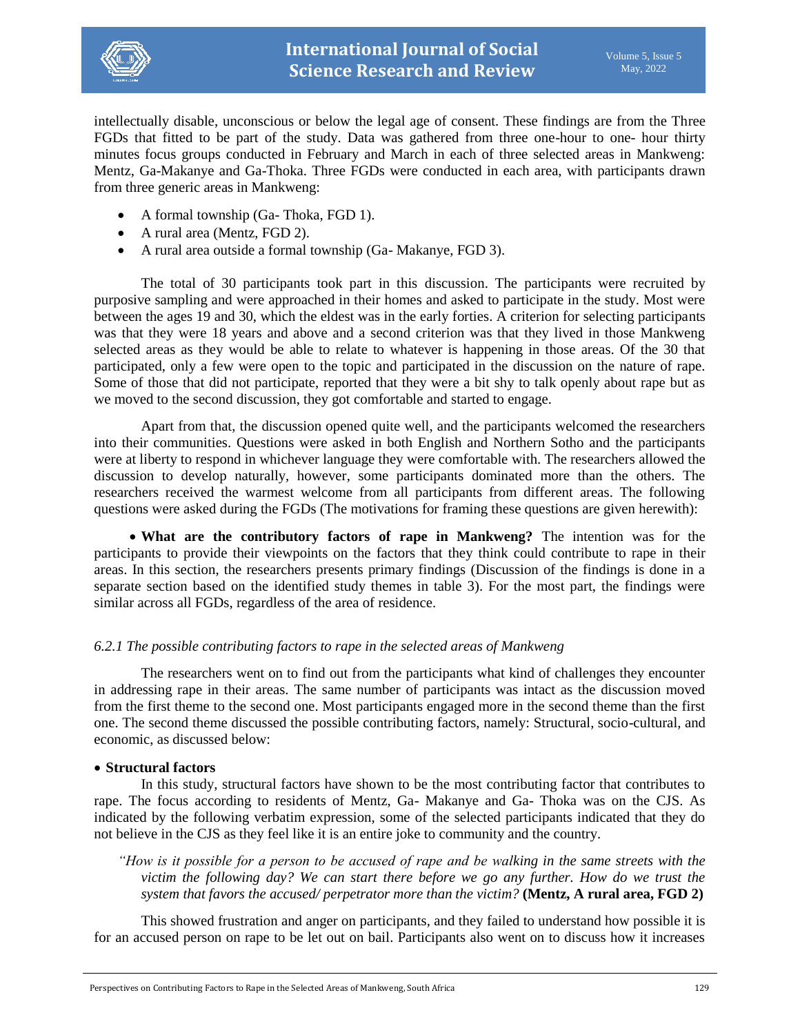intellectually disable, unconscious or below the legal age of consent. These findings are from the Three FGDs that fitted to be part of the study. Data was gathered from three one-hour to one- hour thirty minutes focus groups conducted in February and March in each of three selected areas in Mankweng: Mentz, Ga-Makanye and Ga-Thoka. Three FGDs were conducted in each area, with participants drawn from three generic areas in Mankweng:

- A formal township (Ga- Thoka, FGD 1).
- A rural area (Mentz, FGD 2).
- A rural area outside a formal township (Ga- Makanye, FGD 3).

The total of 30 participants took part in this discussion. The participants were recruited by purposive sampling and were approached in their homes and asked to participate in the study. Most were between the ages 19 and 30, which the eldest was in the early forties. A criterion for selecting participants was that they were 18 years and above and a second criterion was that they lived in those Mankweng selected areas as they would be able to relate to whatever is happening in those areas. Of the 30 that participated, only a few were open to the topic and participated in the discussion on the nature of rape. Some of those that did not participate, reported that they were a bit shy to talk openly about rape but as we moved to the second discussion, they got comfortable and started to engage.

Apart from that, the discussion opened quite well, and the participants welcomed the researchers into their communities. Questions were asked in both English and Northern Sotho and the participants were at liberty to respond in whichever language they were comfortable with. The researchers allowed the discussion to develop naturally, however, some participants dominated more than the others. The researchers received the warmest welcome from all participants from different areas. The following questions were asked during the FGDs (The motivations for framing these questions are given herewith):

- **What are the contributory factors of rape in Mankweng?** The intention was for the participants to provide their viewpoints on the factors that they think could contribute to rape in their areas. In this section, the researchers presents primary findings (Discussion of the findings is done in a separate section based on the identified study themes in table 3). For the most part, the findings were similar across all FGDs, regardless of the area of residence.

*6.2.1 The possible contributing factors to rape in the selected areas of Mankweng*

The researchers went on to find out from the participants what kind of challenges they encounter in addressing rape in their areas. The same number of participants was intact as the discussion moved from the first theme to the second one. Most participants engaged more in the second theme than the first one. The second theme discussed the possible contributing factors, namely: Structural, socio-cultural, and economic, as discussed below:

- **Structural factors**

In this study, structural factors have shown to be the most contributing factor that contributes to rape. The focus according to residents of Mentz, Ga- Makanye and Ga- Thoka was on the CJS. As indicated by the following verbatim expression, some of the selected participants indicated that they do not believe in the CJS as they feel like it is an entire joke to community and the country.

> *"How is it possible for a person to be accused of rape and be walking in the same streets with the victim the following day? We can start there before we go any further. How do we trust the system that favors the accused/ perpetrator more than the victim?* **(Mentz, A rural area, FGD 2)**

This showed frustration and anger on participants, and they failed to understand how possible it is for an accused person on rape to be let out on bail. Participants also went on to discuss how it increases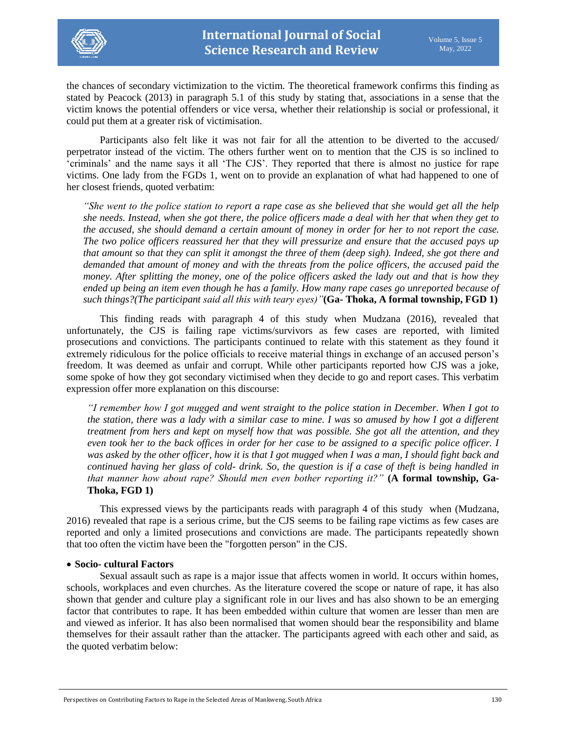the chances of secondary victimization to the victim. The theoretical framework confirms this finding as stated by Peacock (2013) in paragraph 5.1 of this study by stating that, associations in a sense that the victim knows the potential offenders or vice versa, whether their relationship is social or professional, it could put them at a greater risk of victimisation.

Participants also felt like it was not fair for all the attention to be diverted to the accused/ perpetrator instead of the victim. The others further went on to mention that the CJS is so inclined to 'criminals' and the name says it all 'The CJS'. They reported that there is almost no justice for rape victims. One lady from the FGDs 1, went on to provide an explanation of what had happened to one of her closest friends, quoted verbatim:

*"She went to the police station to report a rape case as she believed that she would get all the help she needs. Instead, when she got there, the police officers made a deal with her that when they get to the accused, she should demand a certain amount of money in order for her to not report the case. The two police officers reassured her that they will pressurize and ensure that the accused pays up that amount so that they can split it amongst the three of them (deep sigh). Indeed, she got there and demanded that amount of money and with the threats from the police officers, the accused paid the money. After splitting the money, one of the police officers asked the lady out and that is how they ended up being an item even though he has a family. How many rape cases go unreported because of such things?(The participant said all this with teary eyes)"* **(Ga- Thoka, A formal township, FGD 1)**

This finding reads with paragraph 4 of this study when Mudzana (2016), revealed that unfortunately, the CJS is failing rape victims/survivors as few cases are reported, with limited prosecutions and convictions. The participants continued to relate with this statement as they found it extremely ridiculous for the police officials to receive material things in exchange of an accused person's freedom. It was deemed as unfair and corrupt. While other participants reported how CJS was a joke, some spoke of how they got secondary victimised when they decide to go and report cases. This verbatim expression offer more explanation on this discourse:

*"I remember how I got mugged and went straight to the police station in December. When I got to the station, there was a lady with a similar case to mine. I was so amused by how I got a different treatment from hers and kept on myself how that was possible. She got all the attention, and they even took her to the back offices in order for her case to be assigned to a specific police officer. I was asked by the other officer, how it is that I got mugged when I was a man, I should fight back and continued having her glass of cold- drink. So, the question is if a case of theft is being handled in that manner how about rape? Should men even bother reporting it?"* **(A formal township, Ga-Thoka, FGD 1)**

This expressed views by the participants reads with paragraph 4 of this study when (Mudzana, 2016) revealed that rape is a serious crime, but the CJS seems to be failing rape victims as few cases are reported and only a limited prosecutions and convictions are made. The participants repeatedly shown that too often the victim have been the "forgotten person" in the CJS.

- **Socio- cultural Factors**

Sexual assault such as rape is a major issue that affects women in world. It occurs within homes, schools, workplaces and even churches. As the literature covered the scope or nature of rape, it has also shown that gender and culture play a significant role in our lives and has also shown to be an emerging factor that contributes to rape. It has been embedded within culture that women are lesser than men are and viewed as inferior. It has also been normalised that women should bear the responsibility and blame themselves for their assault rather than the attacker. The participants agreed with each other and said, as the quoted verbatim below: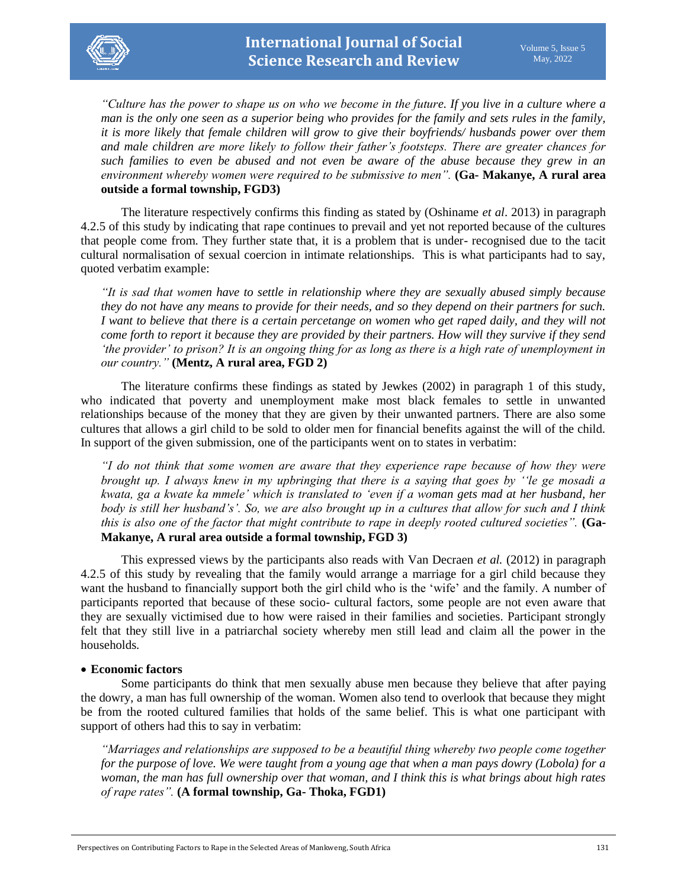*"Culture has the power to shape us on who we become in the future. If you live in a culture where a man is the only one seen as a superior being who provides for the family and sets rules in the family, it is more likely that female children will grow to give their boyfriends/ husbands power over them and male children are more likely to follow their father's footsteps. There are greater chances for such families to even be abused and not even be aware of the abuse because they grew in an environment whereby women were required to be submissive to men".* **(Ga- Makanye, A rural area outside a formal township, FGD3)**

The literature respectively confirms this finding as stated by (Oshiname *et al*. 2013) in paragraph 4.2.5 of this study by indicating that rape continues to prevail and yet not reported because of the cultures that people come from. They further state that, it is a problem that is under- recognised due to the tacit cultural normalisation of sexual coercion in intimate relationships. This is what participants had to say, quoted verbatim example:

*"It is sad that women have to settle in relationship where they are sexually abused simply because they do not have any means to provide for their needs, and so they depend on their partners for such. I want to believe that there is a certain percetange on women who get raped daily, and they will not come forth to report it because they are provided by their partners. How will they survive if they send 'the provider' to prison? It is an ongoing thing for as long as there is a high rate of unemployment in our country."* **(Mentz, A rural area, FGD 2)**

The literature confirms these findings as stated by Jewkes (2002) in paragraph 1 of this study, who indicated that poverty and unemployment make most black females to settle in unwanted relationships because of the money that they are given by their unwanted partners. There are also some cultures that allows a girl child to be sold to older men for financial benefits against the will of the child. In support of the given submission, one of the participants went on to states in verbatim:

*"I do not think that some women are aware that they experience rape because of how they were brought up. I always knew in my upbringing that there is a saying that goes by ''le ge mosadi a kwata, ga a kwate ka mmele' which is translated to 'even if a woman gets mad at her husband, her body is still her husband's'. So, we are also brought up in a cultures that allow for such and I think this is also one of the factor that might contribute to rape in deeply rooted cultured societies".* **(Ga-Makanye, A rural area outside a formal township, FGD 3)**

This expressed views by the participants also reads with Van Decraen *et al.* (2012) in paragraph 4.2.5 of this study by revealing that the family would arrange a marriage for a girl child because they want the husband to financially support both the girl child who is the 'wife' and the family. A number of participants reported that because of these socio- cultural factors, some people are not even aware that they are sexually victimised due to how were raised in their families and societies. Participant strongly felt that they still live in a patriarchal society whereby men still lead and claim all the power in the households.

- **Economic factors**

Some participants do think that men sexually abuse men because they believe that after paying the dowry, a man has full ownership of the woman. Women also tend to overlook that because they might be from the rooted cultured families that holds of the same belief. This is what one participant with support of others had this to say in verbatim:

*"Marriages and relationships are supposed to be a beautiful thing whereby two people come together for the purpose of love. We were taught from a young age that when a man pays dowry (Lobola) for a woman, the man has full ownership over that woman, and I think this is what brings about high rates of rape rates".* **(A formal township, Ga- Thoka, FGD1)**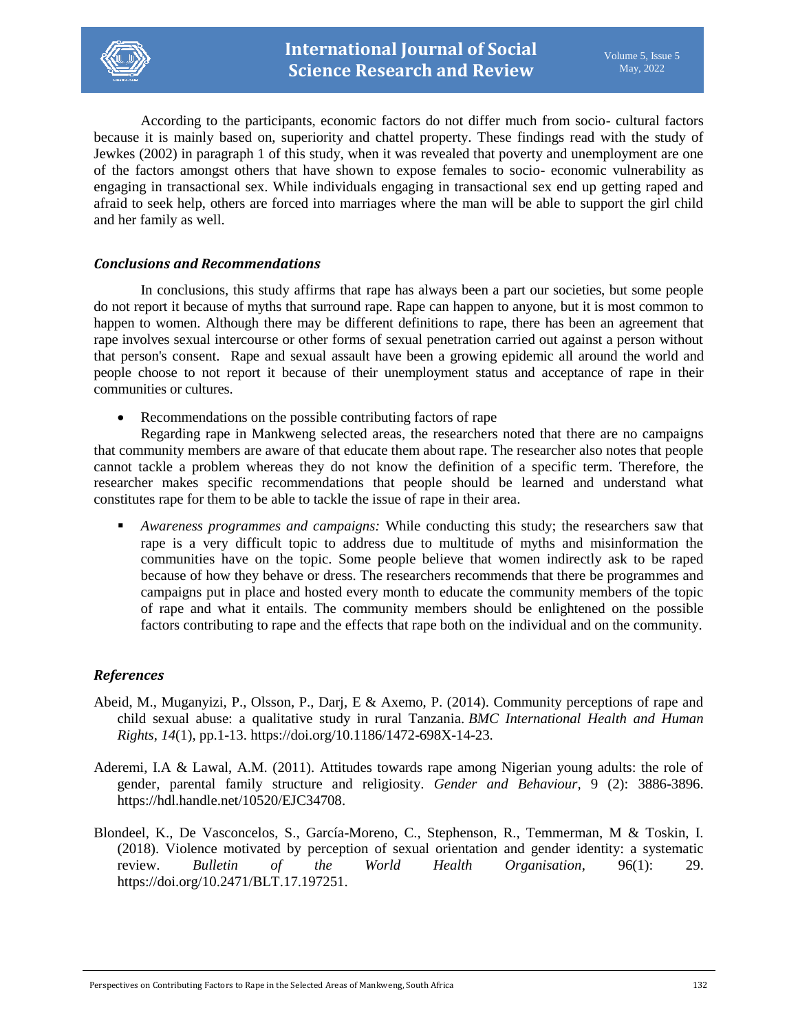According to the participants, economic factors do not differ much from socio- cultural factors because it is mainly based on, superiority and chattel property. These findings read with the study of Jewkes (2002) in paragraph 1 of this study, when it was revealed that poverty and unemployment are one of the factors amongst others that have shown to expose females to socio- economic vulnerability as engaging in transactional sex. While individuals engaging in transactional sex end up getting raped and afraid to seek help, others are forced into marriages where the man will be able to support the girl child and her family as well.

## *Conclusions and Recommendations*

In conclusions, this study affirms that rape has always been a part our societies, but some people do not report it because of myths that surround rape. Rape can happen to anyone, but it is most common to happen to women. Although there may be different definitions to rape, there has been an agreement that rape involves sexual intercourse or other forms of sexual penetration carried out against a person without that person's consent. Rape and sexual assault have been a growing epidemic all around the world and people choose to not report it because of their unemployment status and acceptance of rape in their communities or cultures.

- Recommendations on the possible contributing factors of rape

Regarding rape in Mankweng selected areas, the researchers noted that there are no campaigns that community members are aware of that educate them about rape. The researcher also notes that people cannot tackle a problem whereas they do not know the definition of a specific term. Therefore, the researcher makes specific recommendations that people should be learned and understand what constitutes rape for them to be able to tackle the issue of rape in their area.

- *Awareness programmes and campaigns:* While conducting this study; the researchers saw that rape is a very difficult topic to address due to multitude of myths and misinformation the communities have on the topic. Some people believe that women indirectly ask to be raped because of how they behave or dress. The researchers recommends that there be programmes and campaigns put in place and hosted every month to educate the community members of the topic of rape and what it entails. The community members should be enlightened on the possible factors contributing to rape and the effects that rape both on the individual and on the community.

## *References*

Abeid, M., Muganyizi, P., Olsson, P., Darj, E & Axemo, P. (2014). Community perceptions of rape and child sexual abuse: a qualitative study in rural Tanzania. *BMC International Health and Human Rights*, *14*(1), pp.1-13. https://doi.org/10.1186/1472-698X-14-23.

Aderemi, I.A & Lawal, A.M. (2011). Attitudes towards rape among Nigerian young adults: the role of gender, parental family structure and religiosity. *Gender and Behaviour*, 9 (2): 3886-3896. https://hdl.handle.net/10520/EJC34708.

Blondeel, K., De Vasconcelos, S., García-Moreno, C., Stephenson, R., Temmerman, M & Toskin, I. (2018). Violence motivated by perception of sexual orientation and gender identity: a systematic review. *Bulletin of the World Health Organisation*, 96(1): 29. https://doi.org/10.2471/BLT.17.197251.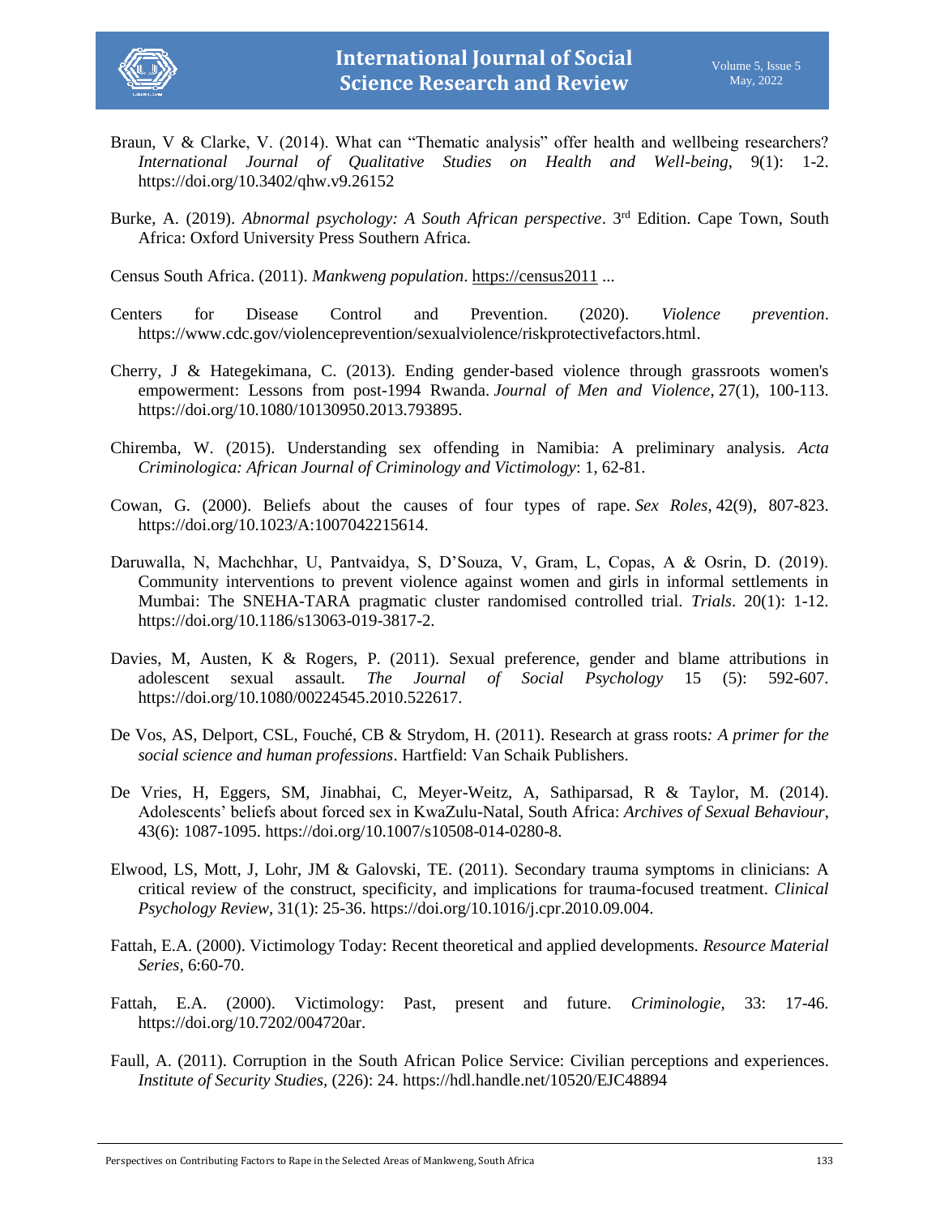Braun, V & Clarke, V. (2014). What can "Thematic analysis" offer health and wellbeing researchers? *International Journal of Qualitative Studies on Health and Well-being*, 9(1): 1-2. https://doi.org/10.3402/qhw.v9.26152

Burke, A. (2019). *Abnormal psychology: A South African perspective*. 3rd Edition. Cape Town, South Africa: Oxford University Press Southern Africa.

Census South Africa. (2011). *Mankweng population*. https://census2011 ...

Centers for Disease Control and Prevention. (2020). *Violence prevention*. https://www.cdc.gov/violenceprevention/sexualviolence/riskprotectivefactors.html.

Cherry, J & Hategekimana, C. (2013). Ending gender-based violence through grassroots women's empowerment: Lessons from post-1994 Rwanda. *Journal of Men and Violence*, 27(1), 100-113. https://doi.org/10.1080/10130950.2013.793895.

Chiremba, W. (2015). Understanding sex offending in Namibia: A preliminary analysis. *Acta Criminologica: African Journal of Criminology and Victimology*: 1, 62-81.

Cowan, G. (2000). Beliefs about the causes of four types of rape. *Sex Roles*, 42(9), 807-823. https://doi.org/10.1023/A:1007042215614.

Daruwalla, N, Machchhar, U, Pantvaidya, S, D'Souza, V, Gram, L, Copas, A & Osrin, D. (2019). Community interventions to prevent violence against women and girls in informal settlements in Mumbai: The SNEHA-TARA pragmatic cluster randomised controlled trial. *Trials*. 20(1): 1-12. https://doi.org/10.1186/s13063-019-3817-2.

Davies, M, Austen, K & Rogers, P. (2011). Sexual preference, gender and blame attributions in adolescent sexual assault. *The Journal of Social Psychology* 15 (5): 592-607. https://doi.org/10.1080/00224545.2010.522617.

De Vos, AS, Delport, CSL, Fouché, CB & Strydom, H. (2011). Research at grass roots*: A primer for the social science and human professions*. Hartfield: Van Schaik Publishers.

De Vries, H, Eggers, SM, Jinabhai, C, Meyer-Weitz, A, Sathiparsad, R & Taylor, M. (2014). Adolescents' beliefs about forced sex in KwaZulu-Natal, South Africa: *Archives of Sexual Behaviour*, 43(6): 1087-1095. https://doi.org/10.1007/s10508-014-0280-8.

Elwood, LS, Mott, J, Lohr, JM & Galovski, TE. (2011). Secondary trauma symptoms in clinicians: A critical review of the construct, specificity, and implications for trauma-focused treatment. *Clinical Psychology Review*, 31(1): 25-36. https://doi.org/10.1016/j.cpr.2010.09.004.

Fattah, E.A. (2000). Victimology Today: Recent theoretical and applied developments. *Resource Material Series*, 6:60-70.

Fattah, E.A. (2000). Victimology: Past, present and future. *Criminologie*, 33: 17-46. https://doi.org/10.7202/004720ar.

Faull, A. (2011). Corruption in the South African Police Service: Civilian perceptions and experiences. *Institute of Security Studies*, (226): 24. https://hdl.handle.net/10520/EJC48894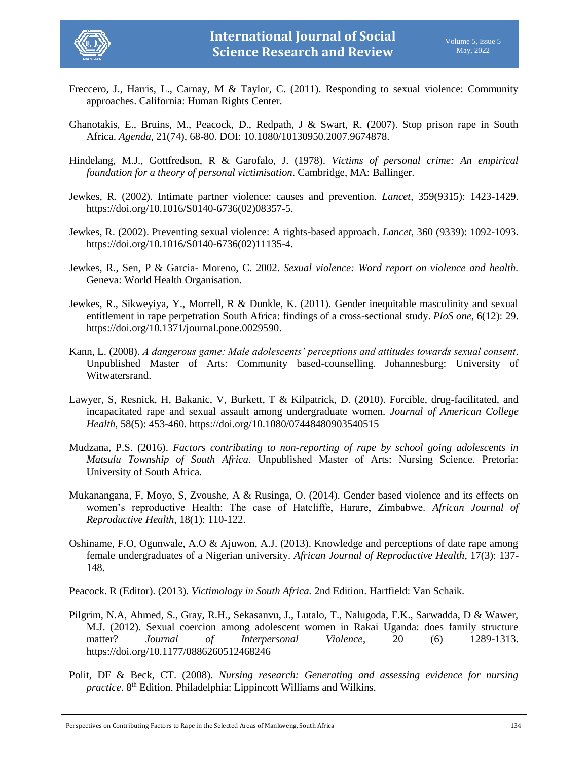Freccero, J., Harris, L., Carnay, M & Taylor, C. (2011). Responding to sexual violence: Community approaches. California: Human Rights Center.

Ghanotakis, E., Bruins, M., Peacock, D., Redpath, J & Swart, R. (2007). Stop prison rape in South Africa. *Agenda*, 21(74), 68-80. DOI: 10.1080/10130950.2007.9674878.

Hindelang, M.J., Gottfredson, R & Garofalo, J. (1978). *Victims of personal crime: An empirical foundation for a theory of personal victimisation*. Cambridge, MA: Ballinger.

Jewkes, R. (2002). Intimate partner violence: causes and prevention. *Lancet*, 359(9315): 1423-1429. https://doi.org/10.1016/S0140-6736(02)08357-5.

Jewkes, R. (2002). Preventing sexual violence: A rights-based approach. *Lancet*, 360 (9339): 1092-1093. https://doi.org/10.1016/S0140-6736(02)11135-4.

Jewkes, R., Sen, P & Garcia- Moreno, C. 2002. *Sexual violence: Word report on violence and health.* Geneva: World Health Organisation.

Jewkes, R., Sikweyiya, Y., Morrell, R & Dunkle, K. (2011). Gender inequitable masculinity and sexual entitlement in rape perpetration South Africa: findings of a cross-sectional study. *PloS one*, 6(12): 29. https://doi.org/10.1371/journal.pone.0029590.

Kann, L. (2008). *A dangerous game: Male adolescents' perceptions and attitudes towards sexual consent*. Unpublished Master of Arts: Community based-counselling. Johannesburg: University of Witwatersrand.

Lawyer, S, Resnick, H, Bakanic, V, Burkett, T & Kilpatrick, D. (2010). Forcible, drug-facilitated, and incapacitated rape and sexual assault among undergraduate women. *Journal of American College Health*, 58(5): 453-460. https://doi.org/10.1080/07448480903540515

Mudzana, P.S. (2016). *Factors contributing to non-reporting of rape by school going adolescents in Matsulu Township of South Africa*. Unpublished Master of Arts: Nursing Science. Pretoria: University of South Africa.

Mukanangana, F, Moyo, S, Zvoushe, A & Rusinga, O. (2014). Gender based violence and its effects on women's reproductive Health: The case of Hatcliffe, Harare, Zimbabwe. *African Journal of Reproductive Health*, 18(1): 110-122.

Oshiname, F.O, Ogunwale, A.O & Ajuwon, A.J. (2013). Knowledge and perceptions of date rape among female undergraduates of a Nigerian university. *African Journal of Reproductive Health*, 17(3): 137-148.

Peacock. R (Editor). (2013). *Victimology in South Africa.* 2nd Edition. Hartfield: Van Schaik.

Pilgrim, N.A, Ahmed, S., Gray, R.H., Sekasanvu, J., Lutalo, T., Nalugoda, F.K., Sarwadda, D & Wawer, M.J. (2012). Sexual coercion among adolescent women in Rakai Uganda: does family structure matter? *Journal of Interpersonal Violence*, 20 (6) 1289-1313. https://doi.org/10.1177/0886260512468246

Polit, DF & Beck, CT. (2008). *Nursing research: Generating and assessing evidence for nursing practice*. 8th Edition. Philadelphia: Lippincott Williams and Wilkins.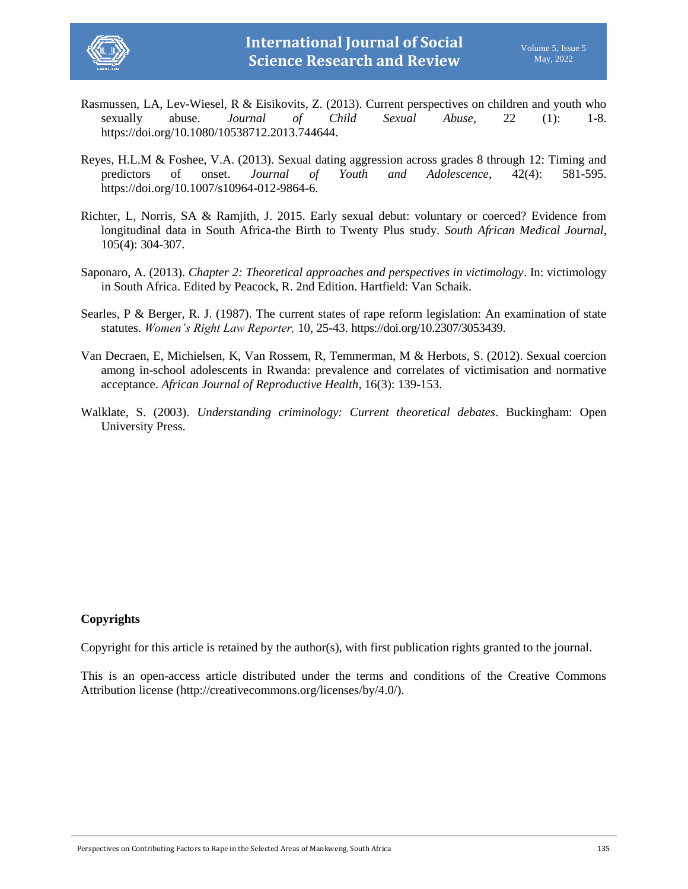Rasmussen, LA, Lev-Wiesel, R & Eisikovits, Z. (2013). Current perspectives on children and youth who sexually abuse. *Journal of Child Sexual Abuse*, 22 (1): 1-8. https://doi.org/10.1080/10538712.2013.744644.

Reyes, H.L.M & Foshee, V.A. (2013). Sexual dating aggression across grades 8 through 12: Timing and predictors of onset. *Journal of Youth and Adolescence*, 42(4): 581-595. https://doi.org/10.1007/s10964-012-9864-6.

Richter, L, Norris, SA & Ramjith, J. 2015. Early sexual debut: voluntary or coerced? Evidence from longitudinal data in South Africa-the Birth to Twenty Plus study. *South African Medical Journal*, 105(4): 304-307.

Saponaro, A. (2013). *Chapter 2: Theoretical approaches and perspectives in victimology*. In: victimology in South Africa. Edited by Peacock, R. 2nd Edition. Hartfield: Van Schaik.

Searles, P & Berger, R. J. (1987). The current states of rape reform legislation: An examination of state statutes. *Women's Right Law Reporter,* 10, 25-43. https://doi.org/10.2307/3053439.

Van Decraen, E, Michielsen, K, Van Rossem, R, Temmerman, M & Herbots, S. (2012). Sexual coercion among in-school adolescents in Rwanda: prevalence and correlates of victimisation and normative acceptance. *African Journal of Reproductive Health*, 16(3): 139-153.

Walklate, S. (2003). *Understanding criminology: Current theoretical debates*. Buckingham: Open University Press.

**Copyrights**

Copyright for this article is retained by the author(s), with first publication rights granted to the journal.

This is an open-access article distributed under the terms and conditions of the Creative Commons Attribution license (http://creativecommons.org/licenses/by/4.0/).